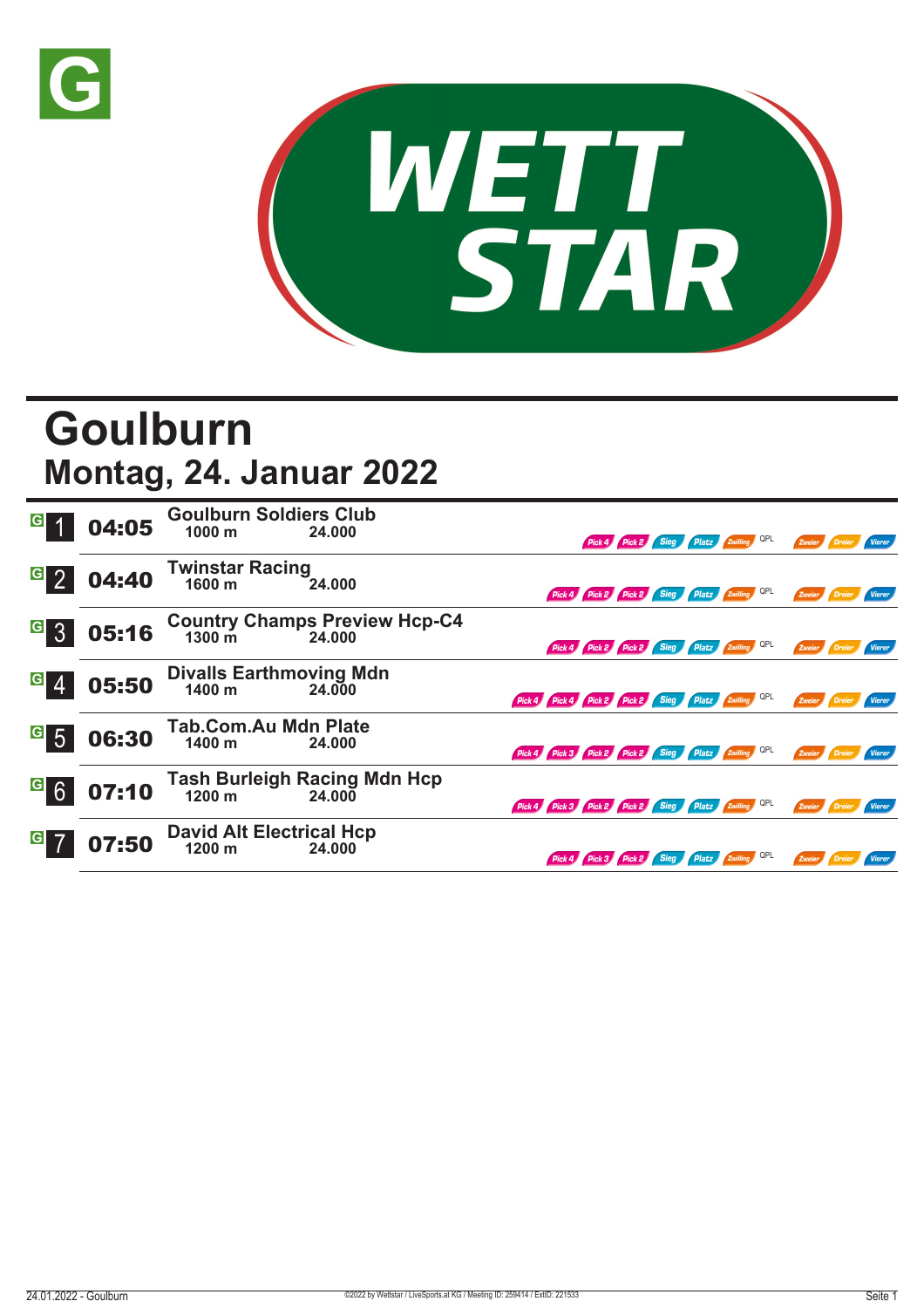G

WETT STAR

# Goulburn

## Montag, 24. Januar 2022

| Rennen | Zeit | Rennen / Distanz / Preisgeld | Wetten |
|---|---|---|---|
| G 1 | 04:05 | **Goulburn Soldiers Club** 1000 m 24.000 | Pick 4, Pick 2, Sieg, Platz, Zwilling, QPL, Zweier, Dreier, Vierer |
| G 2 | 04:40 | **Twinstar Racing** 1600 m 24.000 | Pick 4, Pick 2, Pick 2, Sieg, Platz, Zwilling, QPL, Zweier, Dreier, Vierer |
| G 3 | 05:16 | **Country Champs Preview Hcp-C4** 1300 m 24.000 | Pick 4, Pick 2, Pick 2, Sieg, Platz, Zwilling, QPL, Zweier, Dreier, Vierer |
| G 4 | 05:50 | **Divalls Earthmoving Mdn** 1400 m 24.000 | Pick 4, Pick 4, Pick 2, Pick 2, Sieg, Platz, Zwilling, QPL, Zweier, Dreier, Vierer |
| G 5 | 06:30 | **Tab.Com.Au Mdn Plate** 1400 m 24.000 | Pick 4, Pick 3, Pick 2, Pick 2, Sieg, Platz, Zwilling, QPL, Zweier, Dreier, Vierer |
| G 6 | 07:10 | **Tash Burleigh Racing Mdn Hcp** 1200 m 24.000 | Pick 4, Pick 3, Pick 2, Pick 2, Sieg, Platz, Zwilling, QPL, Zweier, Dreier, Vierer |
| G 7 | 07:50 | **David Alt Electrical Hcp** 1200 m 24.000 | Pick 4, Pick 3, Pick 2, Sieg, Platz, Zwilling, QPL, Zweier, Dreier, Vierer |

24.01.2022 - Goulburn

©2022 by Wettstar / LiveSports.at KG / Meeting ID: 259414 / ExtID: 221533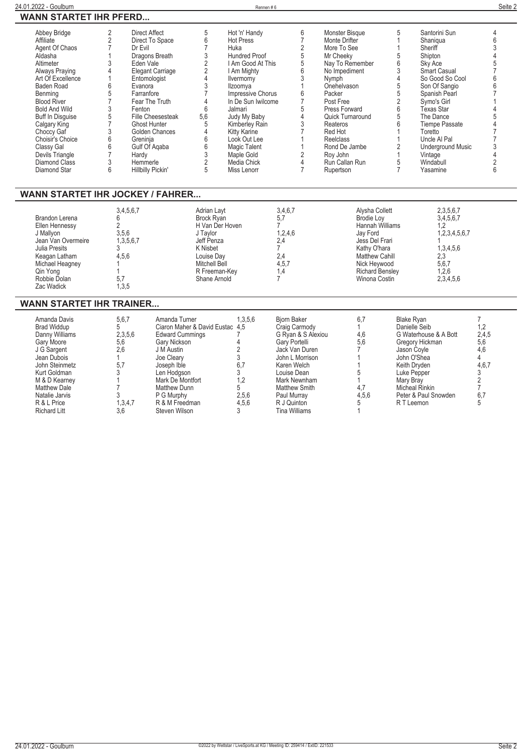## WANN STARTET IHR PFERD...

| Pferd | Rennen | Pferd | Rennen | Pferd | Rennen | Pferd | Rennen | Pferd | Rennen |
|---|---|---|---|---|---|---|---|---|---|
| Abbey Bridge | 2 | Direct Affect | 5 | Hot 'n' Handy | 6 | Monster Bisque | 5 | Santorini Sun | 4 |
| Affiliate | 2 | Direct To Space | 6 | Hot Press | 7 | Monte Drifter | 1 | Shaniqua | 6 |
| Agent Of Chaos | 7 | Dr Evil | 7 | Huka | 2 | More To See | 1 | Sheriff | 3 |
| Aldasha | 1 | Dragons Breath | 3 | Hundred Proof | 5 | Mr Cheeky | 5 | Shipton | 4 |
| Altimeter | 3 | Eden Vale | 2 | I Am Good At This | 5 | Nay To Remember | 6 | Sky Ace | 5 |
| Always Praying | 4 | Elegant Carriage | 2 | I Am Mighty | 6 | No Impediment | 3 | Smart Casual | 7 |
| Art Of Excellence | 1 | Entomologist | 4 | Ilvermorny | 3 | Nymph | 4 | So Good So Cool | 6 |
| Baden Road | 6 | Evanora | 3 | Ilzoomya | 1 | Onehelvason | 5 | Son Of Sangio | 6 |
| Benming | 5 | Farranfore | 7 | Impressive Chorus | 6 | Packer | 5 | Spanish Pearl | 7 |
| Blood River | 7 | Fear The Truth | 4 | In De Sun Iwilcome | 7 | Post Free | 2 | Symo's Girl | 1 |
| Bold And Wild | 3 | Fenton | 6 | Jalmari | 5 | Press Forward | 6 | Texas Star | 4 |
| Buff In Disguise | 5 | Fille Cheesesteak | 5,6 | Judy My Baby | 4 | Quick Turnaround | 5 | The Dance | 5 |
| Calgary King | 7 | Ghost Hunter | 5 | Kimberley Rain | 3 | Reateros | 6 | Tiempe Passate | 4 |
| Choccy Gaf | 3 | Golden Chances | 4 | Kitty Karine | 7 | Red Hot | 1 | Toretto | 7 |
| Choisir's Choice | 6 | Greninja | 6 | Look Out Lee | 1 | Reelclass | 1 | Uncle Al Pal | 7 |
| Classy Gal | 6 | Gulf Of Aqaba | 6 | Magic Talent | 1 | Rond De Jambe | 2 | Underground Music | 3 |
| Devils Triangle | 7 | Hardy | 3 | Maple Gold | 2 | Roy John | 1 | Vintage | 4 |
| Diamond Class | 3 | Hemmerle | 2 | Media Chick | 4 | Run Callan Run | 5 | Windabull | 2 |
| Diamond Star | 6 | Hillbilly Pickin' | 5 | Miss Lenorr | 7 | Rupertson | 7 | Yasamine | 6 |

## WANN STARTET IHR JOCKEY / FAHRER...

| Jockey | Rennen | Jockey | Rennen | Jockey | Rennen |
|---|---|---|---|---|---|
| | 3,4,5,6,7 | Adrian Layt | 3,4,6,7 | Alysha Collett | 2,3,5,6,7 |
| Brandon Lerena | 6 | Brock Ryan | 5,7 | Brodie Loy | 3,4,5,6,7 |
| Ellen Hennessy | 2 | H Van Der Hoven | 7 | Hannah Williams | 1,2 |
| J Mallyon | 3,5,6 | J Taylor | 1,2,4,6 | Jay Ford | 1,2,3,4,5,6,7 |
| Jean Van Overmeire | 1,3,5,6,7 | Jeff Penza | 2,4 | Jess Del Frari | 1 |
| Julia Presits | 3 | K Nisbet | 7 | Kathy O'hara | 1,3,4,5,6 |
| Keagan Latham | 4,5,6 | Louise Day | 2,4 | Matthew Cahill | 2,3 |
| Michael Heagney | 1 | Mitchell Bell | 4,5,7 | Nick Heywood | 5,6,7 |
| Qin Yong | 1 | R Freeman-Key | 1,4 | Richard Bensley | 1,2,6 |
| Robbie Dolan | 5,7 | Shane Arnold | 7 | Winona Costin | 2,3,4,5,6 |
| Zac Wadick | 1,3,5 | | | | |

## WANN STARTET IHR TRAINER...

| Trainer | Rennen | Trainer | Rennen | Trainer | Rennen | Trainer | Rennen |
|---|---|---|---|---|---|---|---|
| Amanda Davis | 5,6,7 | Amanda Turner | 1,3,5,6 | Bjorn Baker | 6,7 | Blake Ryan | 7 |
| Brad Widdup | 5 | Ciaron Maher & David Eustac | 4,5 | Craig Carmody | 1 | Danielle Seib | 1,2 |
| Danny Williams | 2,3,5,6 | Edward Cummings | 7 | G Ryan & S Alexiou | 4,6 | G Waterhouse & A Bott | 2,4,5 |
| Gary Moore | 5,6 | Gary Nickson | 4 | Gary Portelli | 5,6 | Gregory Hickman | 5,6 |
| J G Sargent | 2,6 | J M Austin | 2 | Jack Van Duren | 7 | Jason Coyle | 4,6 |
| Jean Dubois | 1 | Joe Cleary | 3 | John L Morrison | 1 | John O'Shea | 4 |
| John Steinmetz | 5,7 | Joseph Ible | 6,7 | Karen Welch | 1 | Keith Dryden | 4,6,7 |
| Kurt Goldman | 3 | Len Hodgson | 3 | Louise Dean | 5 | Luke Pepper | 3 |
| M & D Kearney | 1 | Mark De Montfort | 1,2 | Mark Newnham | 1 | Mary Bray | 2 |
| Matthew Dale | 7 | Matthew Dunn | 5 | Matthew Smith | 4,7 | Micheal Rinkin | 7 |
| Natalie Jarvis | 3 | P G Murphy | 2,5,6 | Paul Murray | 4,5,6 | Peter & Paul Snowden | 6,7 |
| R & L Price | 1,3,4,7 | R & M Freedman | 4,5,6 | R J Quinton | 5 | R T Leemon | 5 |
| Richard Litt | 3,6 | Steven Wilson | 3 | Tina Williams | 1 | | |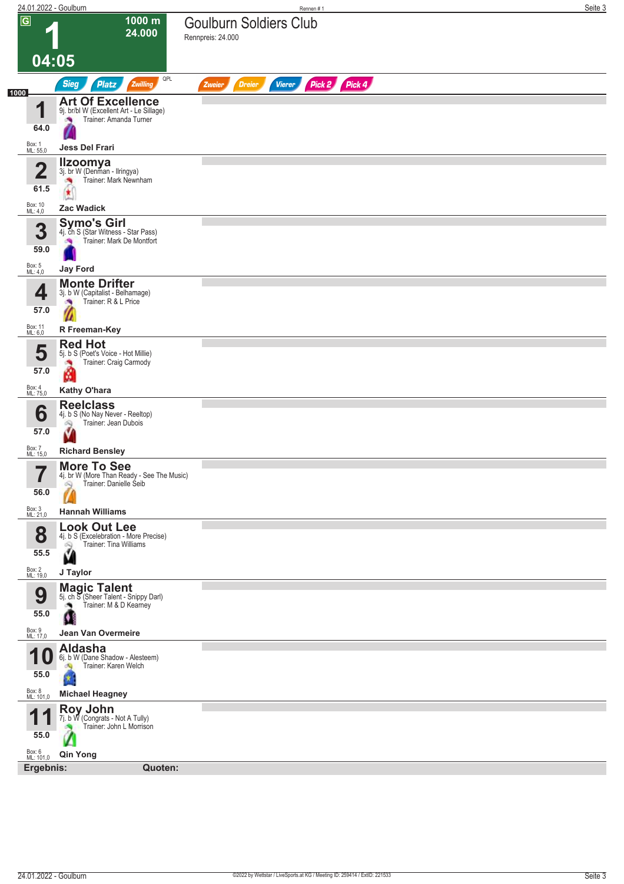# 1 — Goulburn Soldiers Club

**1000 m** | **24.000** | **04:05**

Rennpreis: 24.000

Sieg | Platz | Zwilling | QPL | Zweier | Dreier | Vierer | Pick 2 | Pick 4

**1000**

| Nr. | Gewicht | Pferd | Details | Trainer | Jockey | Box | ML |
|---|---|---|---|---|---|---|---|
| 1 | 64.0 | **Art Of Excellence** | 9j. br/bl W (Excellent Art - Le Sillage) | Trainer: Amanda Turner | **Jess Del Frari** | Box: 1 | ML: 55,0 |
| 2 | 61.5 | **Ilzoomya** | 3j. br W (Denman - Ilringya) | Trainer: Mark Newnham | **Zac Wadick** | Box: 10 | ML: 4,0 |
| 3 | 59.0 | **Symo's Girl** | 4j. ch S (Star Witness - Star Pass) | Trainer: Mark De Montfort | **Jay Ford** | Box: 5 | ML: 4,0 |
| 4 | 57.0 | **Monte Drifter** | 3j. b W (Capitalist - Belhamage) | Trainer: R & L Price | **R Freeman-Key** | Box: 11 | ML: 6,0 |
| 5 | 57.0 | **Red Hot** | 5j. b S (Poet's Voice - Hot Millie) | Trainer: Craig Carmody | **Kathy O'hara** | Box: 4 | ML: 75,0 |
| 6 | 57.0 | **Reelclass** | 4j. b S (No Nay Never - Reeltop) | Trainer: Jean Dubois | **Richard Bensley** | Box: 7 | ML: 15,0 |
| 7 | 56.0 | **More To See** | 4j. br W (More Than Ready - See The Music) | Trainer: Danielle Seib | **Hannah Williams** | Box: 3 | ML: 21,0 |
| 8 | 55.5 | **Look Out Lee** | 4j. b S (Excelebration - More Precise) | Trainer: Tina Williams | **J Taylor** | Box: 2 | ML: 19,0 |
| 9 | 55.0 | **Magic Talent** | 5j. ch S (Sheer Talent - Snippy Darl) | Trainer: M & D Kearney | **Jean Van Overmeire** | Box: 9 | ML: 17,0 |
| 10 | 55.0 | **Aldasha** | 6j. b W (Dane Shadow - Alesteem) | Trainer: Karen Welch | **Michael Heagney** | Box: 8 | ML: 101,0 |
| 11 | 55.0 | **Roy John** | 7j. b W (Congrats - Not A Tully) | Trainer: John L Morrison | **Qin Yong** | Box: 6 | ML: 101,0 |

**Ergebnis:** **Quoten:**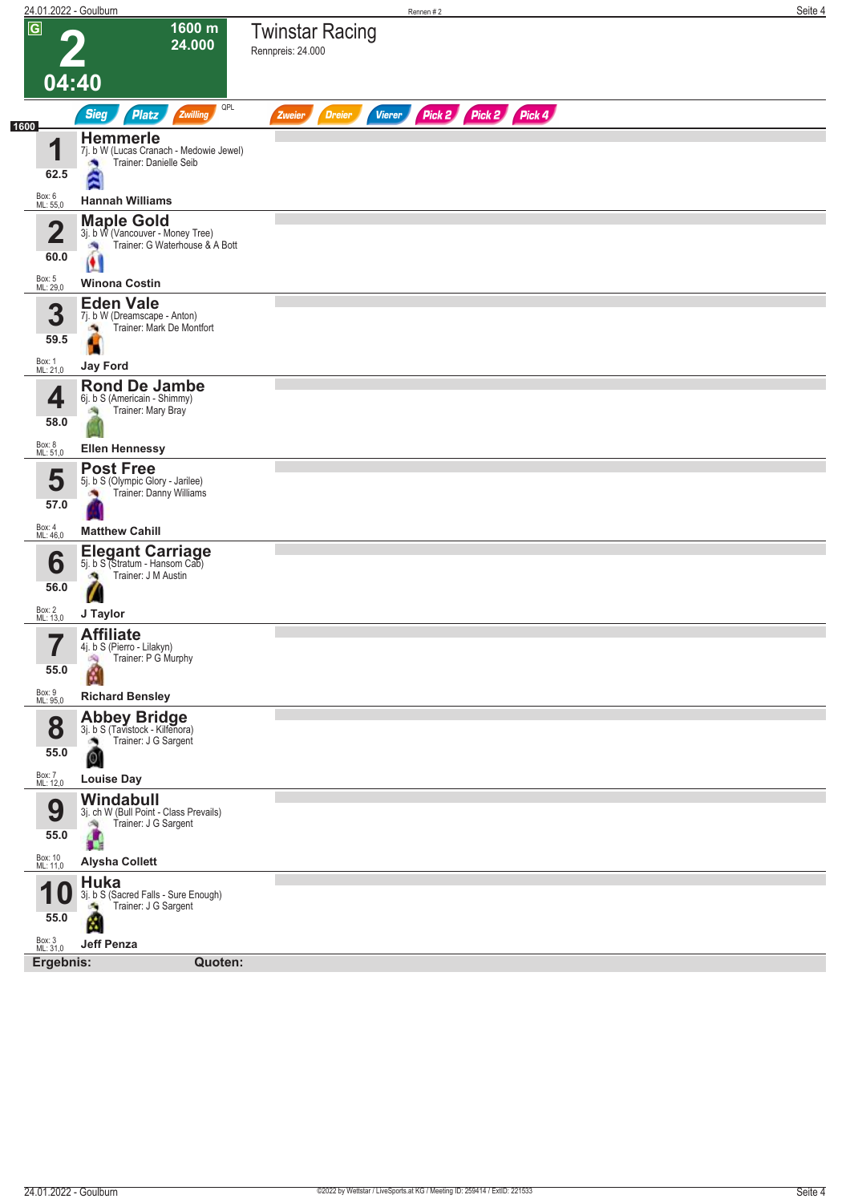# 2 — Twinstar Racing

**1600 m** | **24.000** | **04:40**

Rennpreis: 24.000

Sieg | Platz | Zwilling | QPL | Zweier | Dreier | Vierer | Pick 2 | Pick 2 | Pick 4

**1600**

| Nr. | Gewicht | Pferd | Abstammung | Trainer | Jockey | Box | ML |
|---|---|---|---|---|---|---|---|
| 1 | 62.5 | **Hemmerle** | 7j. b W (Lucas Cranach - Medowie Jewel) | Danielle Seib | Hannah Williams | 6 | 55,0 |
| 2 | 60.0 | **Maple Gold** | 3j. b W (Vancouver - Money Tree) | G Waterhouse & A Bott | Winona Costin | 5 | 29,0 |
| 3 | 59.5 | **Eden Vale** | 7j. b W (Dreamscape - Anton) | Mark De Montfort | Jay Ford | 1 | 21,0 |
| 4 | 58.0 | **Rond De Jambe** | 6j. b S (Americain - Shimmy) | Mary Bray | Ellen Hennessy | 8 | 51,0 |
| 5 | 57.0 | **Post Free** | 5j. b S (Olympic Glory - Jarilee) | Danny Williams | Matthew Cahill | 4 | 46,0 |
| 6 | 56.0 | **Elegant Carriage** | 5j. b S (Stratum - Hansom Cab) | J M Austin | J Taylor | 2 | 13,0 |
| 7 | 55.0 | **Affiliate** | 4j. b S (Pierro - Lilakyn) | P G Murphy | Richard Bensley | 9 | 95,0 |
| 8 | 55.0 | **Abbey Bridge** | 3j. b S (Tavistock - Kilfenora) | J G Sargent | Louise Day | 7 | 12,0 |
| 9 | 55.0 | **Windabull** | 3j. ch W (Bull Point - Class Prevails) | J G Sargent | Alysha Collett | 10 | 11,0 |
| 10 | 55.0 | **Huka** | 3j. b S (Sacred Falls - Sure Enough) | J G Sargent | Jeff Penza | 3 | 31,0 |

**Ergebnis:** **Quoten:**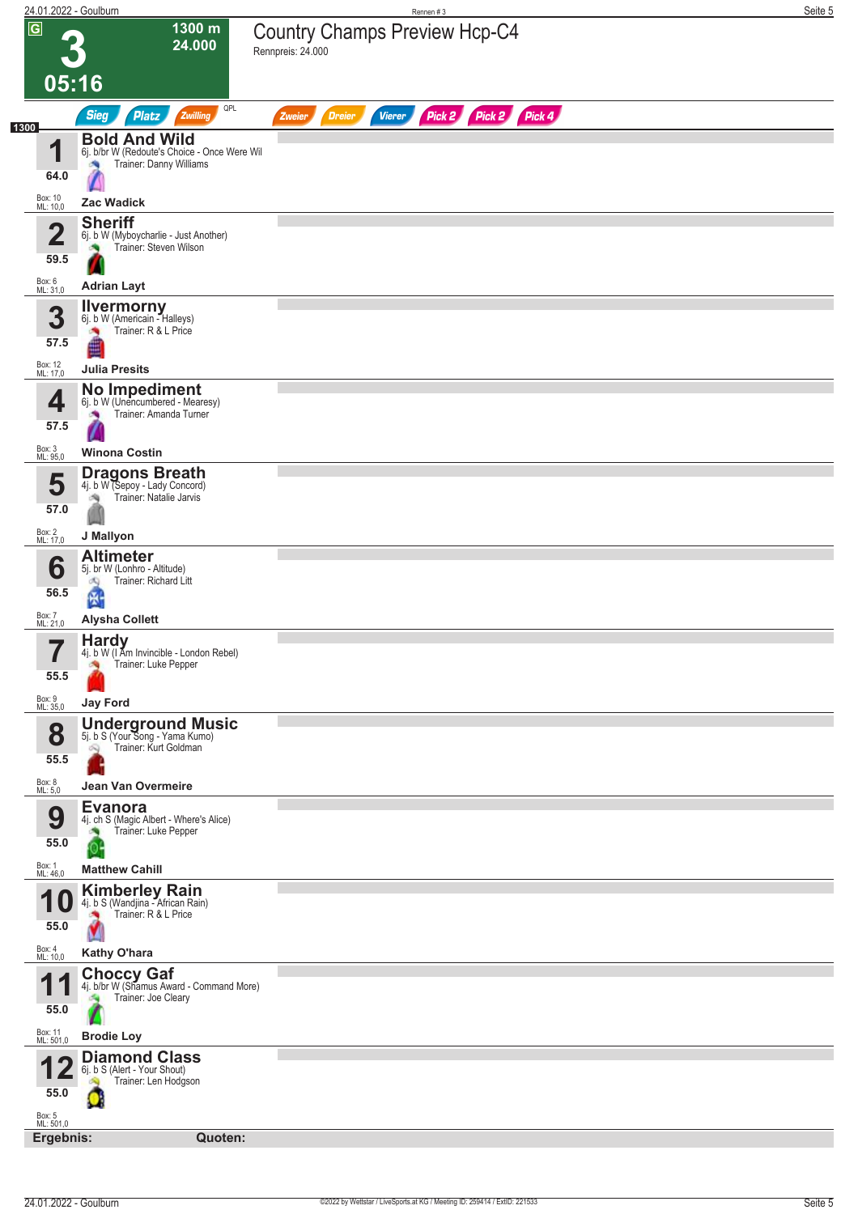# 3 — Country Champs Preview Hcp-C4

**G** | 1300 m | 24.000 | 05:16

Rennpreis: 24.000

Sieg | Platz | Zwilling | QPL | Zweier | Dreier | Vierer | Pick 2 | Pick 2 | Pick 4

1300

| Nr. | Gewicht | Pferd | Box | ML | Jockey |
|---|---|---|---|---|---|
| 1 | 64.0 | **Bold And Wild** – 6j. b/br W (Redoute's Choice - Once Were Wil) – Trainer: Danny Williams | 10 | 10,0 | Zac Wadick |
| 2 | 59.5 | **Sheriff** – 6j. b W (Myboycharlie - Just Another) – Trainer: Steven Wilson | 6 | 31,0 | Adrian Layt |
| 3 | 57.5 | **Ilvermorny** – 6j. b W (Americain - Halleys) – Trainer: R & L Price | 12 | 17,0 | Julia Presits |
| 4 | 57.5 | **No Impediment** – 6j. b W (Unencumbered - Mearesy) – Trainer: Amanda Turner | 3 | 95,0 | Winona Costin |
| 5 | 57.0 | **Dragons Breath** – 4j. b W (Sepoy - Lady Concord) – Trainer: Natalie Jarvis | 2 | 17,0 | J Mallyon |
| 6 | 56.5 | **Altimeter** – 5j. br W (Lonhro - Altitude) – Trainer: Richard Litt | 7 | 21,0 | Alysha Collett |
| 7 | 55.5 | **Hardy** – 4j. b W (I Am Invincible - London Rebel) – Trainer: Luke Pepper | 9 | 35,0 | Jay Ford |
| 8 | 55.5 | **Underground Music** – 5j. b S (Your Song - Yama Kumo) – Trainer: Kurt Goldman | 8 | 5,0 | Jean Van Overmeire |
| 9 | 55.0 | **Evanora** – 4j. ch S (Magic Albert - Where's Alice) – Trainer: Luke Pepper | 1 | 46,0 | Matthew Cahill |
| 10 | 55.0 | **Kimberley Rain** – 4j. b S (Wandjina - African Rain) – Trainer: R & L Price | 4 | 10,0 | Kathy O'hara |
| 11 | 55.0 | **Choccy Gaf** – 4j. b/br W (Shamus Award - Command More) – Trainer: Joe Cleary | 11 | 501,0 | Brodie Loy |
| 12 | 55.0 | **Diamond Class** – 6j. b S (Alert - Your Shout) – Trainer: Len Hodgson | 5 | 501,0 | |

**Ergebnis:** **Quoten:**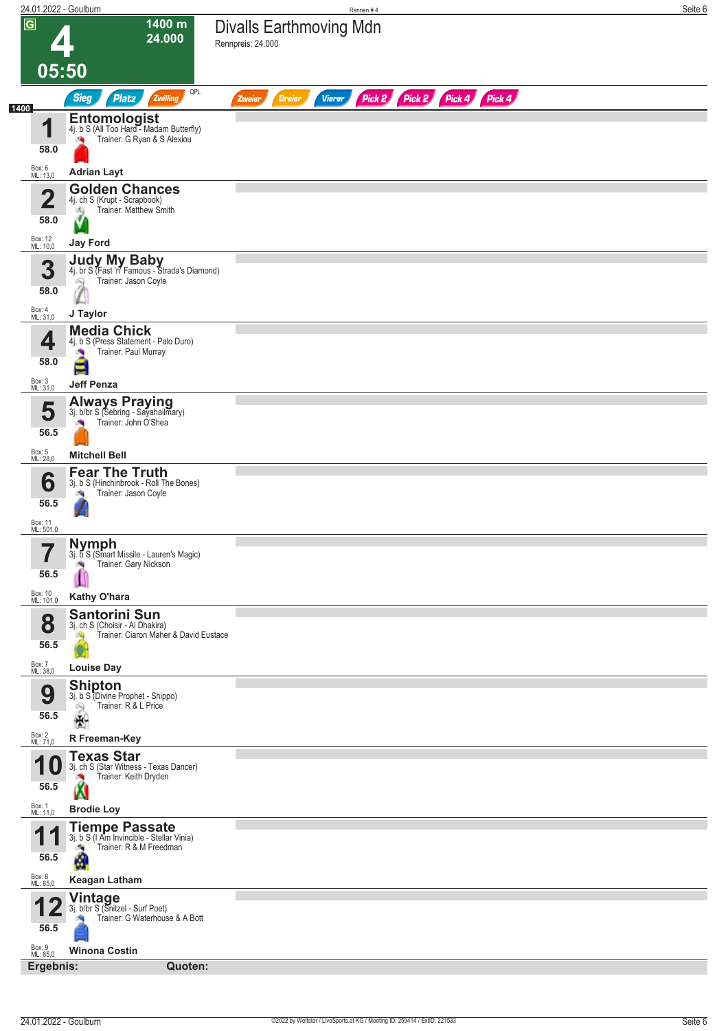# 4 — Divalls Earthmoving Mdn

G | 1400 m | 24.000 | 05:50

Rennpreis: 24.000

Sieg | Platz | Zwilling | QPL | Zweier | Dreier | Vierer | Pick 2 | Pick 2 | Pick 4 | Pick 4

1400

| Nr. | Pferd | Gewicht | Box | ML | Jockey |
|---|---|---|---|---|---|
| 1 | **Entomologist** 4j. b S (All Too Hard - Madam Butterfly) Trainer: G Ryan & S Alexiou | 58.0 | 6 | 13,0 | Adrian Layt |
| 2 | **Golden Chances** 4j. ch S (Krupt - Scrapbook) Trainer: Matthew Smith | 58.0 | 12 | 10,0 | Jay Ford |
| 3 | **Judy My Baby** 4j. br S (Fast 'n' Famous - Strada's Diamond) Trainer: Jason Coyle | 58.0 | 4 | 31,0 | J Taylor |
| 4 | **Media Chick** 4j. b S (Press Statement - Palo Duro) Trainer: Paul Murray | 58.0 | 3 | 31,0 | Jeff Penza |
| 5 | **Always Praying** 3j. b/br S (Sebring - Sayahailmary) Trainer: John O'Shea | 56.5 | 5 | 28,0 | Mitchell Bell |
| 6 | **Fear The Truth** 3j. b S (Hinchinbrook - Roll The Bones) Trainer: Jason Coyle | 56.5 | 11 | 501,0 | |
| 7 | **Nymph** 3j. b S (Smart Missile - Lauren's Magic) Trainer: Gary Nickson | 56.5 | 10 | 101,0 | Kathy O'hara |
| 8 | **Santorini Sun** 3j. ch S (Choisir - Al Dhakira) Trainer: Ciaron Maher & David Eustace | 56.5 | 7 | 38,0 | Louise Day |
| 9 | **Shipton** 3j. b S (Divine Prophet - Shippo) Trainer: R & L Price | 56.5 | 2 | 71,0 | R Freeman-Key |
| 10 | **Texas Star** 3j. ch S (Star Witness - Texas Dancer) Trainer: Keith Dryden | 56.5 | 1 | 11,0 | Brodie Loy |
| 11 | **Tiempe Passate** 3j. b S (I Am Invincible - Stellar Vinia) Trainer: R & M Freedman | 56.5 | 8 | 85,0 | Keagan Latham |
| 12 | **Vintage** 3j. b/br S (Snitzel - Surf Poet) Trainer: G Waterhouse & A Bott | 56.5 | 9 | 85,0 | Winona Costin |

**Ergebnis:** **Quoten:**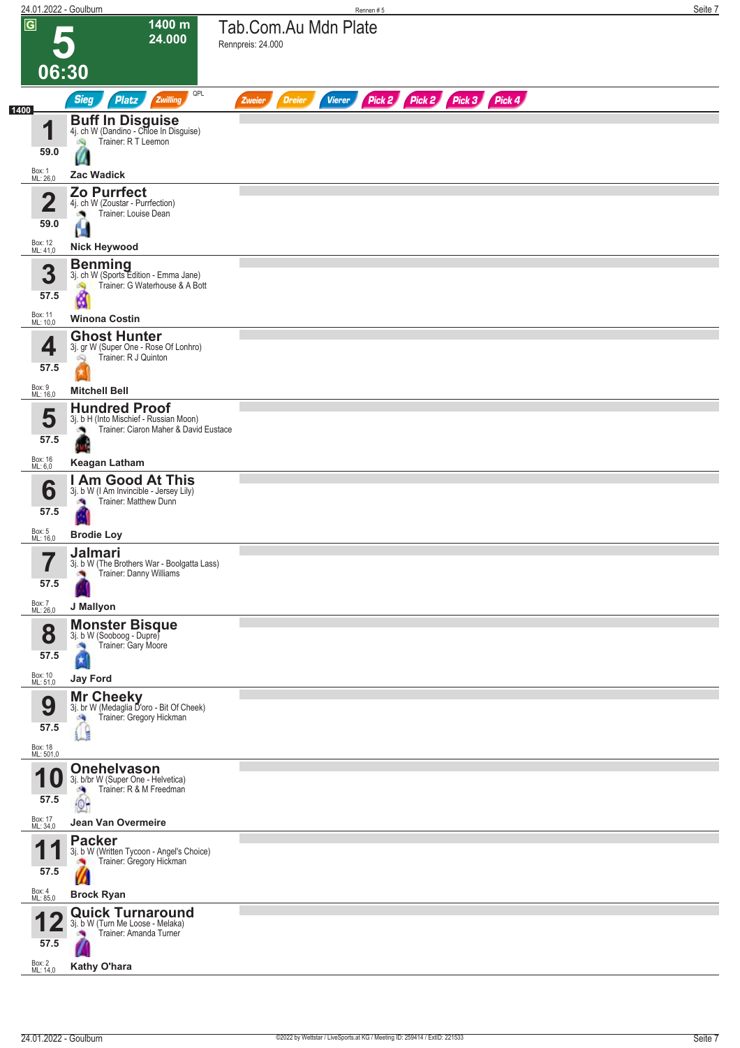# 5 — Tab.Com.Au Mdn Plate

G | 1400 m | 24.000 | 06:30

Rennpreis: 24.000

Sieg | Platz | Zwilling | QPL | Zweier | Dreier | Vierer | Pick 2 | Pick 2 | Pick 3 | Pick 4

1400

| Nr. | Gewicht | Pferd | Abstammung | Trainer | Jockey | Box | ML |
|---|---|---|---|---|---|---|---|
| 1 | 59.0 | Buff In Disguise | 4j. ch W (Dandino - Chloe In Disguise) | R T Leemon | Zac Wadick | 1 | 26,0 |
| 2 | 59.0 | Zo Purrfect | 4j. ch W (Zoustar - Purrfection) | Louise Dean | Nick Heywood | 12 | 41,0 |
| 3 | 57.5 | Benming | 3j. ch W (Sports Edition - Emma Jane) | G Waterhouse & A Bott | Winona Costin | 11 | 10,0 |
| 4 | 57.5 | Ghost Hunter | 3j. gr W (Super One - Rose Of Lonhro) | R J Quinton | Mitchell Bell | 9 | 16,0 |
| 5 | 57.5 | Hundred Proof | 3j. b H (Into Mischief - Russian Moon) | Ciaron Maher & David Eustace | Keagan Latham | 16 | 6,0 |
| 6 | 57.5 | I Am Good At This | 3j. b W (I Am Invincible - Jersey Lily) | Matthew Dunn | Brodie Loy | 5 | 16,0 |
| 7 | 57.5 | Jalmari | 3j. b W (The Brothers War - Boolgatta Lass) | Danny Williams | J Mallyon | 7 | 26,0 |
| 8 | 57.5 | Monster Bisque | 3j. b W (Sooboog - Dupre) | Gary Moore | Jay Ford | 10 | 51,0 |
| 9 | 57.5 | Mr Cheeky | 3j. br W (Medaglia D'oro - Bit Of Cheek) | Gregory Hickman | | 18 | 501,0 |
| 10 | 57.5 | Onehelvason | 3j. b/br W (Super One - Helvetica) | R & M Freedman | Jean Van Overmeire | 17 | 34,0 |
| 11 | 57.5 | Packer | 3j. b W (Written Tycoon - Angel's Choice) | Gregory Hickman | Brock Ryan | 4 | 85,0 |
| 12 | 57.5 | Quick Turnaround | 3j. b W (Turn Me Loose - Melaka) | Amanda Turner | Kathy O'hara | 2 | 14,0 |

©2022 by Wettstar / LiveSports.at KG / Meeting ID: 259414 / ExtID: 221533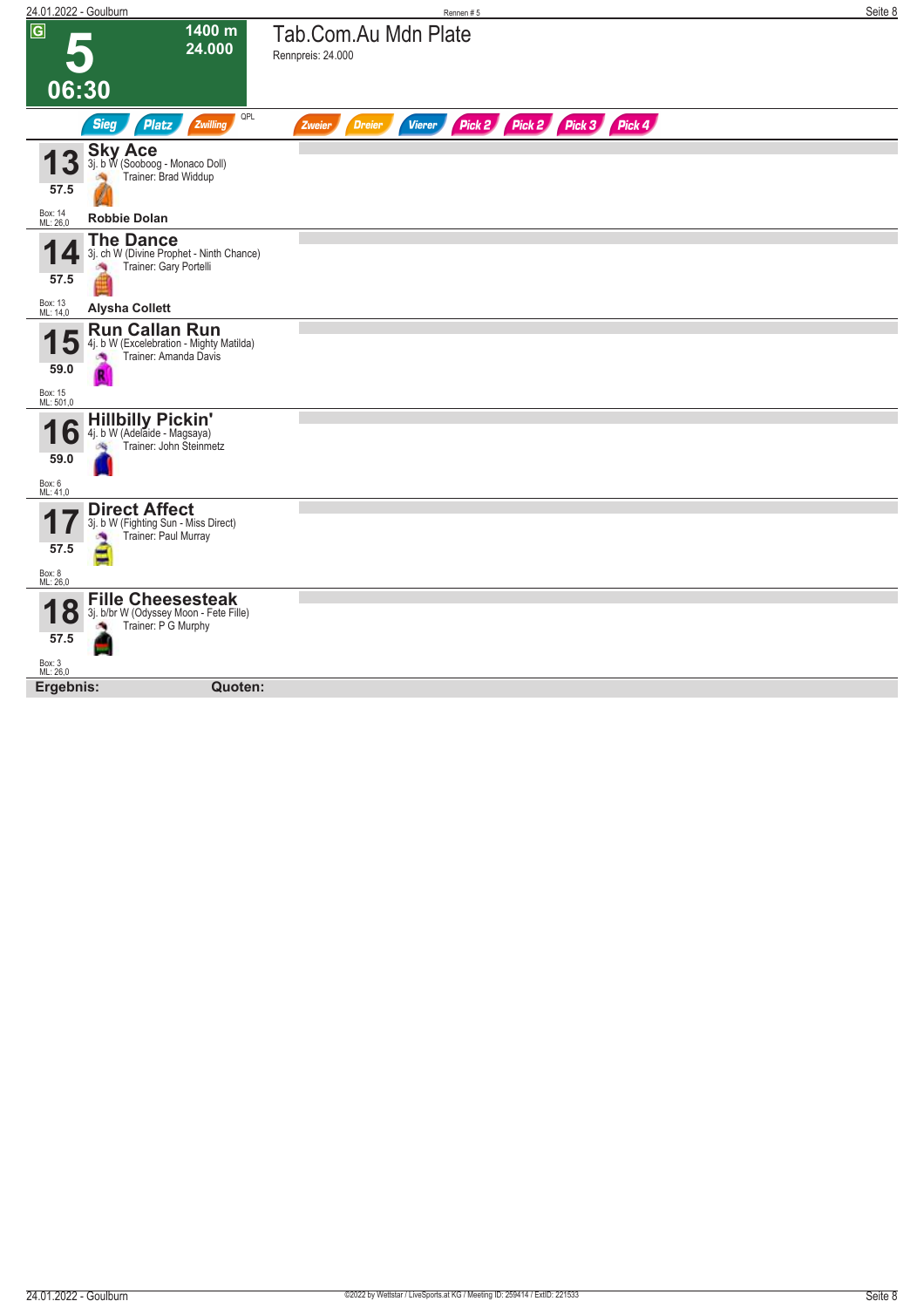**G** | **5** | **06:30** | **1400 m** | **24.000**

# Tab.Com.Au Mdn Plate

Rennpreis: 24.000

Sieg | Platz | Zwilling | QPL | Zweier | Dreier | Vierer | Pick 2 | Pick 2 | Pick 3 | Pick 4

**13** **Sky Ace**
3j. b W (Sooboog - Monaco Doll)
Trainer: Brad Widdup
57.5
Box: 14
ML: 26,0
**Robbie Dolan**

**14** **The Dance**
3j. ch W (Divine Prophet - Ninth Chance)
Trainer: Gary Portelli
57.5
Box: 13
ML: 14,0
**Alysha Collett**

**15** **Run Callan Run**
4j. b W (Excelebration - Mighty Matilda)
Trainer: Amanda Davis
59.0
Box: 15
ML: 501,0

**16** **Hillbilly Pickin'**
4j. b W (Adelaide - Magsaya)
Trainer: John Steinmetz
59.0
Box: 6
ML: 41,0

**17** **Direct Affect**
3j. b W (Fighting Sun - Miss Direct)
Trainer: Paul Murray
57.5
Box: 8
ML: 26,0

**18** **Fille Cheesesteak**
3j. b/br W (Odyssey Moon - Fete Fille)
Trainer: P G Murphy
57.5
Box: 3
ML: 26,0

**Ergebnis:** **Quoten:**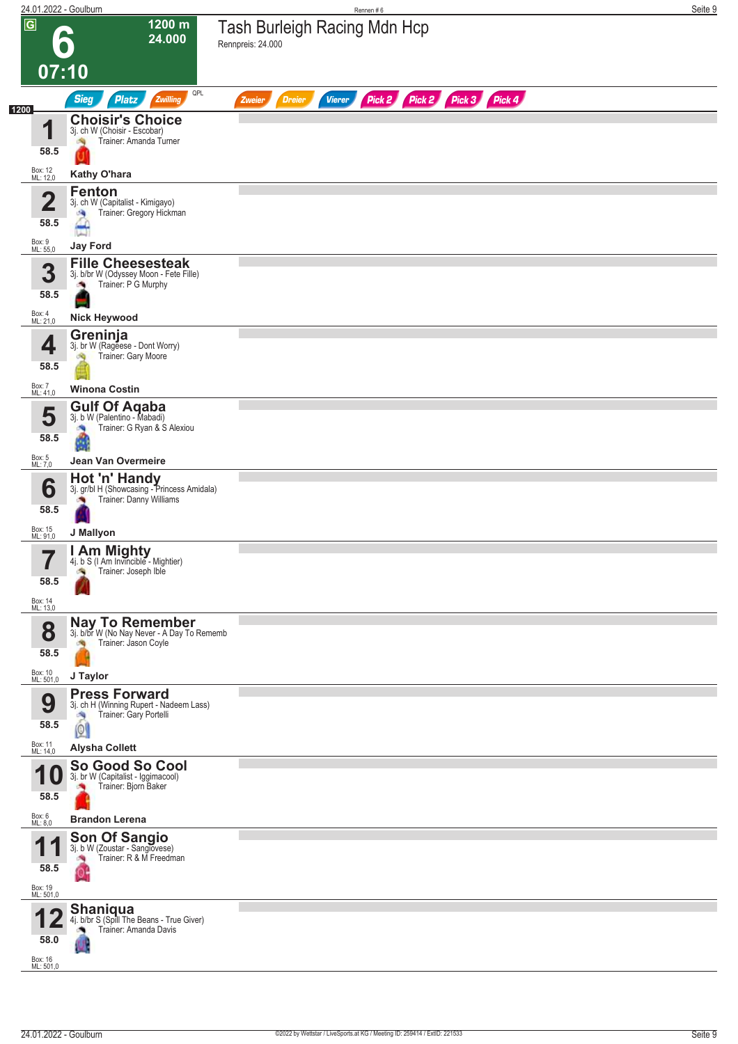# 6

**1200 m**
**24.000**

**07:10**

## Tash Burleigh Racing Mdn Hcp

Rennpreis: 24.000

Sieg | Platz | Zwilling | QPL | Zweier | Dreier | Vierer | Pick 2 | Pick 2 | Pick 3 | Pick 4

1200

| Nr. | Pferd | Gewicht | Box | ML | Jockey |
|---|---|---|---|---|---|
| 1 | **Choisir's Choice** 3j. ch W (Choisir - Escobar) Trainer: Amanda Turner | 58.5 | 12 | 12,0 | Kathy O'hara |
| 2 | **Fenton** 3j. ch W (Capitalist - Kimigayo) Trainer: Gregory Hickman | 58.5 | 9 | 55,0 | Jay Ford |
| 3 | **Fille Cheesesteak** 3j. b/br W (Odyssey Moon - Fete Fille) Trainer: P G Murphy | 58.5 | 4 | 21,0 | Nick Heywood |
| 4 | **Greninja** 3j. br W (Rageese - Dont Worry) Trainer: Gary Moore | 58.5 | 7 | 41,0 | Winona Costin |
| 5 | **Gulf Of Aqaba** 3j. b W (Palentino - Mabadi) Trainer: G Ryan & S Alexiou | 58.5 | 5 | 7,0 | Jean Van Overmeire |
| 6 | **Hot 'n' Handy** 3j. gr/bl H (Showcasing - Princess Amidala) Trainer: Danny Williams | 58.5 | 15 | 91,0 | J Mallyon |
| 7 | **I Am Mighty** 4j. b S (I Am Invincible - Mightier) Trainer: Joseph Ible | 58.5 | 14 | 13,0 | |
| 8 | **Nay To Remember** 3j. b/br W (No Nay Never - A Day To Rememb Trainer: Jason Coyle | 58.5 | 10 | 501,0 | J Taylor |
| 9 | **Press Forward** 3j. ch H (Winning Rupert - Nadeem Lass) Trainer: Gary Portelli | 58.5 | 11 | 14,0 | Alysha Collett |
| 10 | **So Good So Cool** 3j. br W (Capitalist - Iggimacool) Trainer: Bjorn Baker | 58.5 | 6 | 8,0 | Brandon Lerena |
| 11 | **Son Of Sangio** 3j. b W (Zoustar - Sangiovese) Trainer: R & M Freedman | 58.5 | 19 | 501,0 | |
| 12 | **Shaniqua** 4j. b/br S (Spill The Beans - True Giver) Trainer: Amanda Davis | 58.0 | 16 | 501,0 | |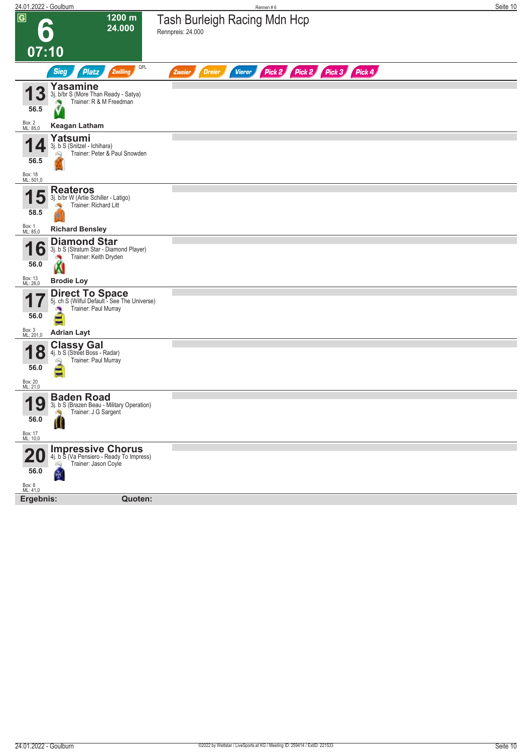# 6 — 1200 m — 24.000 — 07:10

## Tash Burleigh Racing Mdn Hcp

Rennpreis: 24.000

Sieg | Platz | Zwilling | QPL | Zweier | Dreier | Vierer | Pick 2 | Pick 2 | Pick 3 | Pick 4

**13 Yasamine**
3j. b/br S (More Than Ready - Satya)
Trainer: R & M Freedman
56.5
Box: 2
ML: 85,0
**Keagan Latham**

**14 Yatsumi**
3j. b S (Snitzel - Ichihara)
Trainer: Peter & Paul Snowden
56.5
Box: 18
ML: 501,0

**15 Reateros**
3j. b/br W (Artie Schiller - Latigo)
Trainer: Richard Litt
58.5
Box: 1
ML: 85,0
**Richard Bensley**

**16 Diamond Star**
3j. b S (Stratum Star - Diamond Player)
Trainer: Keith Dryden
56.0
Box: 13
ML: 26,0
**Brodie Loy**

**17 Direct To Space**
5j. ch S (Wilful Default - See The Universe)
Trainer: Paul Murray
56.0
Box: 3
ML: 201,0
**Adrian Layt**

**18 Classy Gal**
4j. b S (Street Boss - Radar)
Trainer: Paul Murray
56.0
Box: 20
ML: 21,0

**19 Baden Road**
3j. b S (Brazen Beau - Military Operation)
Trainer: J G Sargent
56.0
Box: 17
ML: 10,0

**20 Impressive Chorus**
4j. b S (Va Pensiero - Ready To Impress)
Trainer: Jason Coyle
56.0
Box: 8
ML: 41,0

**Ergebnis:** **Quoten:**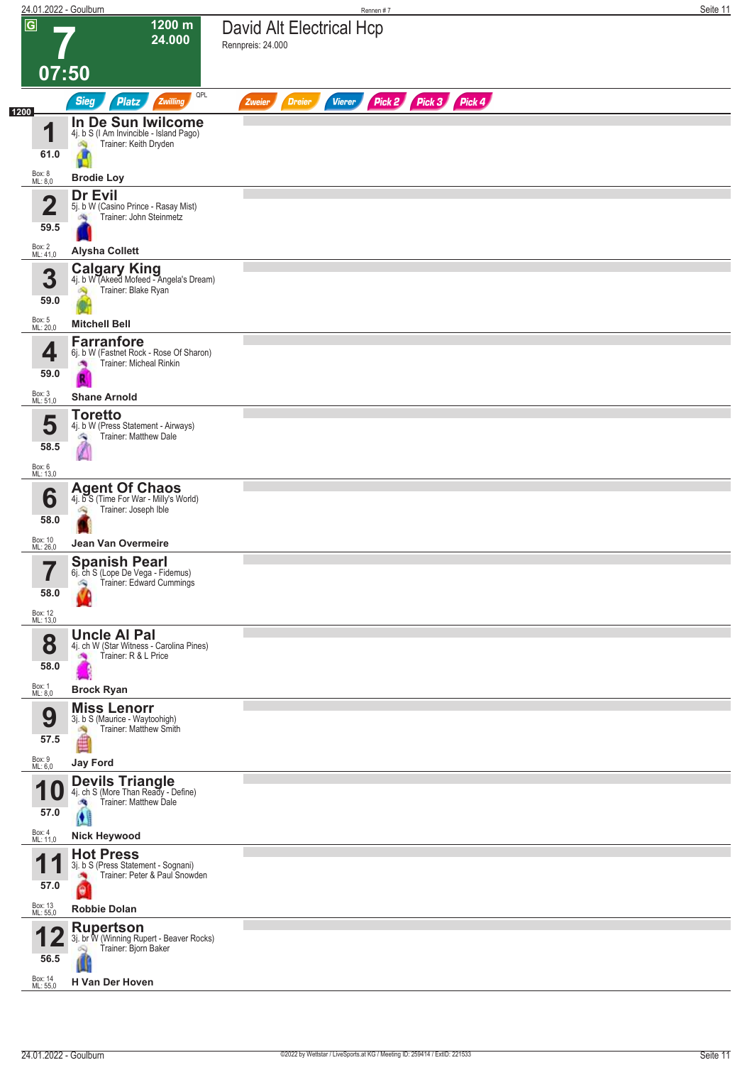# 7

**1200 m**
**24.000**

**07:50**

## David Alt Electrical Hcp

Rennpreis: 24.000

Sieg | Platz | Zwilling | QPL | Zweier | Dreier | Vierer | Pick 2 | Pick 3 | Pick 4

1200

| Nr. | Gewicht | Pferd | Details | Trainer | Jockey | Box | ML |
|---|---|---|---|---|---|---|---|
| 1 | 61.0 | **In De Sun Iwilcome** | 4j. b S (I Am Invincible - Island Pago) | Keith Dryden | Brodie Loy | 8 | 8,0 |
| 2 | 59.5 | **Dr Evil** | 5j. b W (Casino Prince - Rasay Mist) | John Steinmetz | Alysha Collett | 2 | 41,0 |
| 3 | 59.0 | **Calgary King** | 4j. b W (Akeed Mofeed - Angela's Dream) | Blake Ryan | Mitchell Bell | 5 | 20,0 |
| 4 | 59.0 | **Farranfore** | 6j. b W (Fastnet Rock - Rose Of Sharon) | Micheal Rinkin | Shane Arnold | 3 | 51,0 |
| 5 | 58.5 | **Toretto** | 4j. b W (Press Statement - Airways) | Matthew Dale | | 6 | 13,0 |
| 6 | 58.0 | **Agent Of Chaos** | 4j. b S (Time For War - Milly's World) | Joseph Ible | Jean Van Overmeire | 10 | 26,0 |
| 7 | 58.0 | **Spanish Pearl** | 6j. ch S (Lope De Vega - Fidemus) | Edward Cummings | | 12 | 13,0 |
| 8 | 58.0 | **Uncle Al Pal** | 4j. ch W (Star Witness - Carolina Pines) | R & L Price | Brock Ryan | 1 | 8,0 |
| 9 | 57.5 | **Miss Lenorr** | 3j. b S (Maurice - Waytoohigh) | Matthew Smith | Jay Ford | 9 | 6,0 |
| 10 | 57.0 | **Devils Triangle** | 4j. ch S (More Than Ready - Define) | Matthew Dale | Nick Heywood | 4 | 11,0 |
| 11 | 57.0 | **Hot Press** | 3j. b S (Press Statement - Sognani) | Peter & Paul Snowden | Robbie Dolan | 13 | 55,0 |
| 12 | 56.5 | **Rupertson** | 3j. br W (Winning Rupert - Beaver Rocks) | Bjorn Baker | H Van Der Hoven | 14 | 55,0 |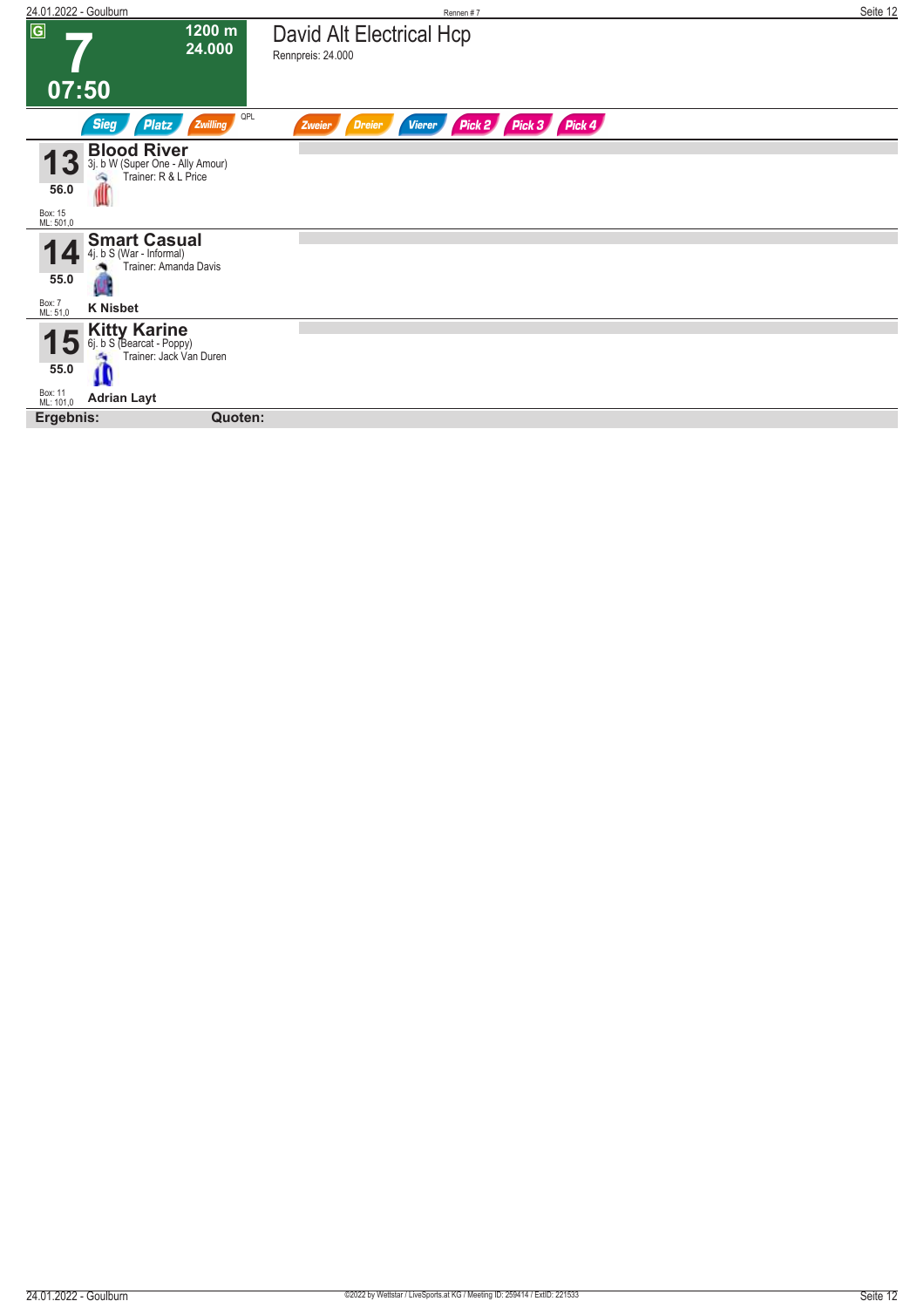G **7** 07:50

**1200 m**
**24.000**

# David Alt Electrical Hcp

Rennpreis: 24.000

Sieg | Platz | Zwilling | QPL | Zweier | Dreier | Vierer | Pick 2 | Pick 3 | Pick 4

**13** **Blood River**
3j. b W (Super One - Ally Amour)
Trainer: R & L Price
56.0
Box: 15
ML: 501,0

**14** **Smart Casual**
4j. b S (War - Informal)
Trainer: Amanda Davis
55.0
Box: 7
ML: 51,0
**K Nisbet**

**15** **Kitty Karine**
6j. b S (Bearcat - Poppy)
Trainer: Jack Van Duren
55.0
Box: 11
ML: 101,0
**Adrian Layt**

**Ergebnis:** **Quoten:**